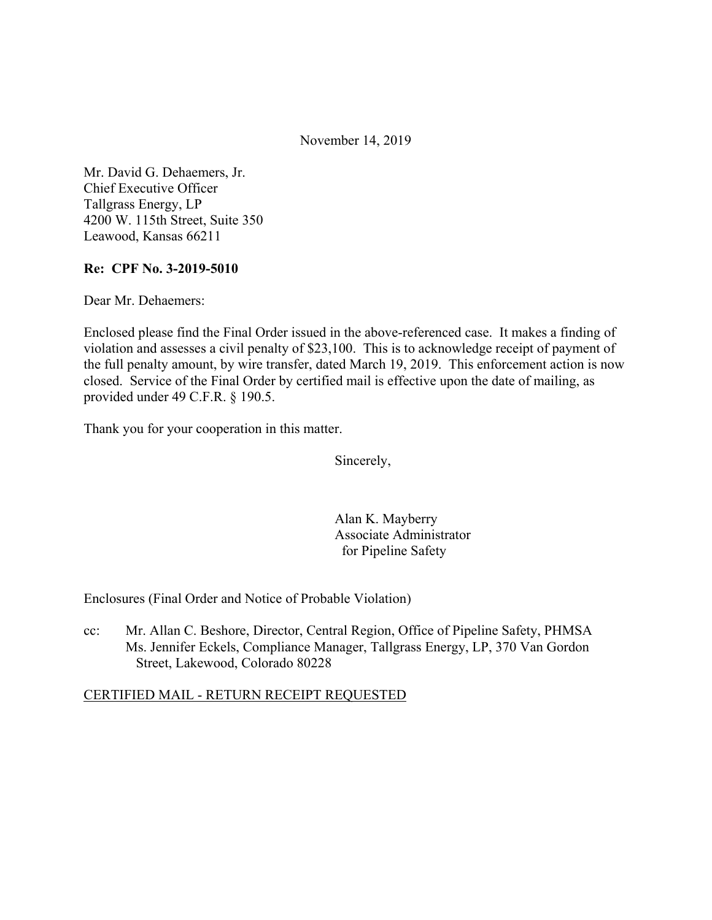November 14, 2019

Mr. David G. Dehaemers, Jr.
Chief Executive Officer
Tallgrass Energy, LP
4200 W. 115th Street, Suite 350
Leawood, Kansas 66211

**Re: CPF No. 3-2019-5010**

Dear Mr. Dehaemers:

Enclosed please find the Final Order issued in the above-referenced case. It makes a finding of violation and assesses a civil penalty of $23,100. This is to acknowledge receipt of payment of the full penalty amount, by wire transfer, dated March 19, 2019. This enforcement action is now closed. Service of the Final Order by certified mail is effective upon the date of mailing, as provided under 49 C.F.R. § 190.5.

Thank you for your cooperation in this matter.

Sincerely,

Alan K. Mayberry
Associate Administrator
for Pipeline Safety

Enclosures (Final Order and Notice of Probable Violation)

cc: Mr. Allan C. Beshore, Director, Central Region, Office of Pipeline Safety, PHMSA
Ms. Jennifer Eckels, Compliance Manager, Tallgrass Energy, LP, 370 Van Gordon Street, Lakewood, Colorado 80228

CERTIFIED MAIL - RETURN RECEIPT REQUESTED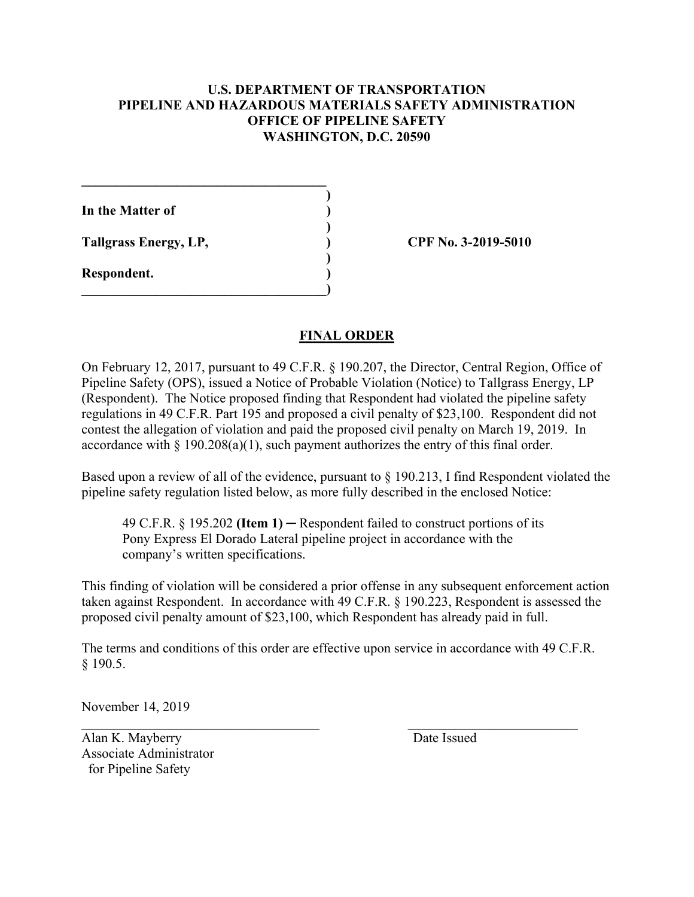**U.S. DEPARTMENT OF TRANSPORTATION**
**PIPELINE AND HAZARDOUS MATERIALS SAFETY ADMINISTRATION**
**OFFICE OF PIPELINE SAFETY**
**WASHINGTON, D.C. 20590**

| | | |
|---|---|---|
| **In the Matter of** | ) | |
| **Tallgrass Energy, LP,** | ) | **CPF No. 3-2019-5010** |
| **Respondent.** | ) | |

## FINAL ORDER

On February 12, 2017, pursuant to 49 C.F.R. § 190.207, the Director, Central Region, Office of Pipeline Safety (OPS), issued a Notice of Probable Violation (Notice) to Tallgrass Energy, LP (Respondent). The Notice proposed finding that Respondent had violated the pipeline safety regulations in 49 C.F.R. Part 195 and proposed a civil penalty of $23,100. Respondent did not contest the allegation of violation and paid the proposed civil penalty on March 19, 2019. In accordance with § 190.208(a)(1), such payment authorizes the entry of this final order.

Based upon a review of all of the evidence, pursuant to § 190.213, I find Respondent violated the pipeline safety regulation listed below, as more fully described in the enclosed Notice:

> 49 C.F.R. § 195.202 **(Item 1)** ─ Respondent failed to construct portions of its Pony Express El Dorado Lateral pipeline project in accordance with the company's written specifications.

This finding of violation will be considered a prior offense in any subsequent enforcement action taken against Respondent. In accordance with 49 C.F.R. § 190.223, Respondent is assessed the proposed civil penalty amount of $23,100, which Respondent has already paid in full.

The terms and conditions of this order are effective upon service in accordance with 49 C.F.R. § 190.5.

November 14, 2019

Alan K. Mayberry
Associate Administrator
for Pipeline Safety

Date Issued